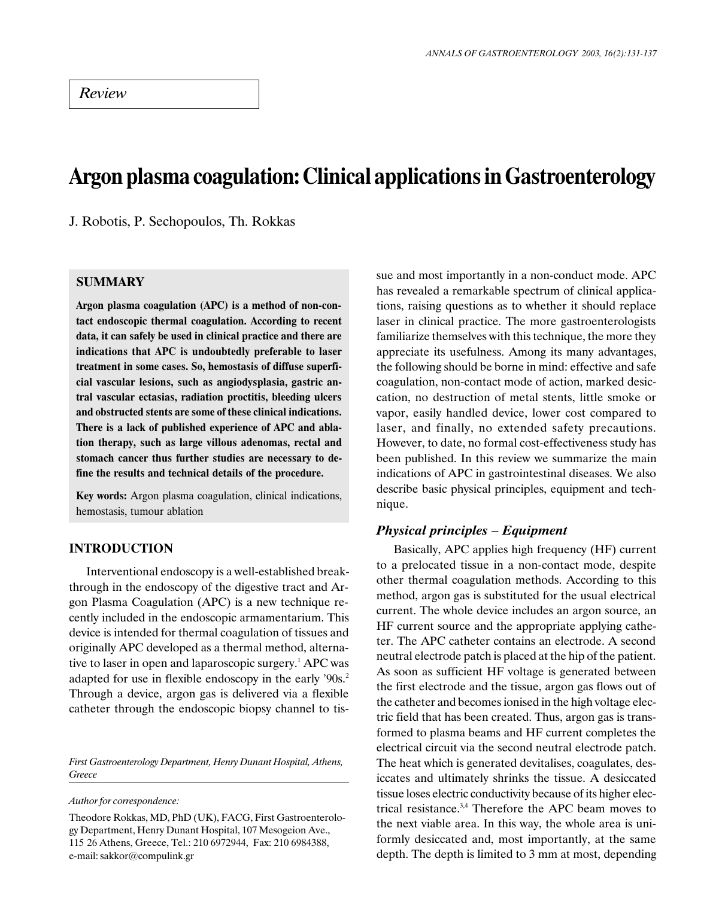*Review*

# Argon plasma coagulation: Clinical applications in Gastroenterology

J. Robotis, P. Sechopoulos, Th. Rokkas

## SUMMARY

**Argon plasma coagulation (APC) is a method of non-contact endoscopic thermal coagulation. According to recent data, it can safely be used in clinical practice and there are indications that APC is undoubtedly preferable to laser treatment in some cases. So, hemostasis of diffuse superficial vascular lesions, such as angiodysplasia, gastric antral vascular ectasias, radiation proctitis, bleeding ulcers and obstructed stents are some of these clinical indications. There is a lack of published experience of APC and ablation therapy, such as large villous adenomas, rectal and stomach cancer thus further studies are necessary to define the results and technical details of the procedure.**

**Key words:** Argon plasma coagulation, clinical indications, hemostasis, tumour ablation

## INTRODUCTION

Interventional endoscopy is a well-established breakthrough in the endoscopy of the digestive tract and Argon Plasma Coagulation (APC) is a new technique recently included in the endoscopic armamentarium. This device is intended for thermal coagulation of tissues and originally APC developed as a thermal method, alternative to laser in open and laparoscopic surgery.[1] APC was adapted for use in flexible endoscopy in the early '90s.[2] Through a device, argon gas is delivered via a flexible catheter through the endoscopic biopsy channel to tissue and most importantly in a non-conduct mode. APC has revealed a remarkable spectrum of clinical applications, raising questions as to whether it should replace laser in clinical practice. The more gastroenterologists familiarize themselves with this technique, the more they appreciate its usefulness. Among its many advantages, the following should be borne in mind: effective and safe coagulation, non-contact mode of action, marked desiccation, no destruction of metal stents, little smoke or vapor, easily handled device, lower cost compared to laser, and finally, no extended safety precautions. However, to date, no formal cost-effectiveness study has been published. In this review we summarize the main indications of APC in gastrointestinal diseases. We also describe basic physical principles, equipment and technique.

### *Physical principles – Equipment*

Basically, APC applies high frequency (HF) current to a prelocated tissue in a non-contact mode, despite other thermal coagulation methods. According to this method, argon gas is substituted for the usual electrical current. The whole device includes an argon source, an HF current source and the appropriate applying catheter. The APC catheter contains an electrode. A second neutral electrode patch is placed at the hip of the patient. As soon as sufficient HF voltage is generated between the first electrode and the tissue, argon gas flows out of the catheter and becomes ionised in the high voltage electric field that has been created. Thus, argon gas is transformed to plasma beams and HF current completes the electrical circuit via the second neutral electrode patch. The heat which is generated devitalises, coagulates, desiccates and ultimately shrinks the tissue. A desiccated tissue loses electric conductivity because of its higher electrical resistance.[3,4] Therefore the APC beam moves to the next viable area. In this way, the whole area is uniformly desiccated and, most importantly, at the same depth. The depth is limited to 3 mm at most, depending

*First Gastroenterology Department, Henry Dunant Hospital, Athens, Greece*

*Author for correspondence:*

Theodore Rokkas, MD, PhD (UK), FACG, First Gastroenterology Department, Henry Dunant Hospital, 107 Mesogeion Ave., 115 26 Athens, Greece, Tel.: 210 6972944, Fax: 210 6984388, e-mail: sakkor@compulink.gr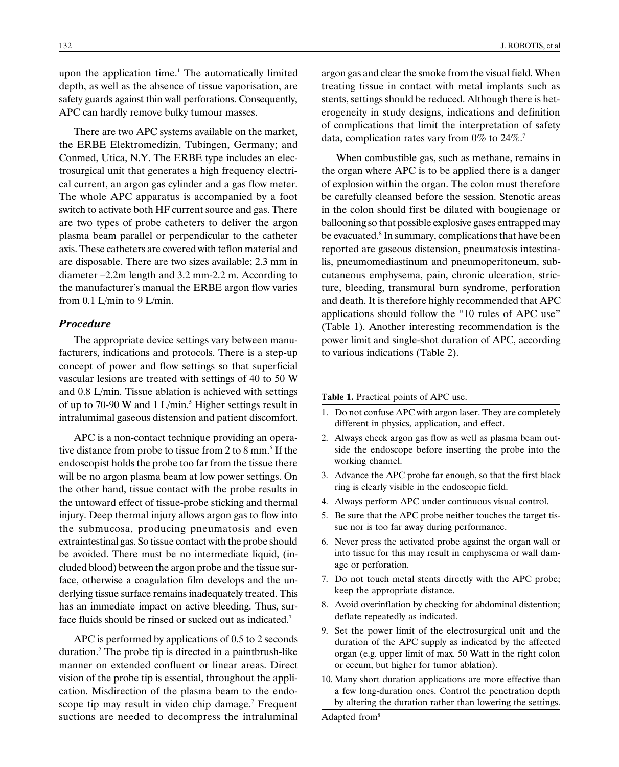upon the application time.[1] The automatically limited depth, as well as the absence of tissue vaporisation, are safety guards against thin wall perforations. Consequently, APC can hardly remove bulky tumour masses.

There are two APC systems available on the market, the ERBE Elektromedizin, Tubingen, Germany; and Conmed, Utica, N.Y. The ERBE type includes an electrosurgical unit that generates a high frequency electrical current, an argon gas cylinder and a gas flow meter. The whole APC apparatus is accompanied by a foot switch to activate both HF current source and gas. There are two types of probe catheters to deliver the argon plasma beam parallel or perpendicular to the catheter axis. These catheters are covered with teflon material and are disposable. There are two sizes available; 2.3 mm in diameter –2.2m length and 3.2 mm-2.2 m. According to the manufacturer's manual the ERBE argon flow varies from 0.1 L/min to 9 L/min.

### *Procedure*

The appropriate device settings vary between manufacturers, indications and protocols. There is a step-up concept of power and flow settings so that superficial vascular lesions are treated with settings of 40 to 50 W and 0.8 L/min. Tissue ablation is achieved with settings of up to 70-90 W and 1 L/min.[5] Higher settings result in intralumimal gaseous distension and patient discomfort.

APC is a non-contact technique providing an operative distance from probe to tissue from 2 to 8 mm.[6] If the endoscopist holds the probe too far from the tissue there will be no argon plasma beam at low power settings. On the other hand, tissue contact with the probe results in the untoward effect of tissue-probe sticking and thermal injury. Deep thermal injury allows argon gas to flow into the submucosa, producing pneumatosis and even extraintestinal gas. So tissue contact with the probe should be avoided. There must be no intermediate liquid, (included blood) between the argon probe and the tissue surface, otherwise a coagulation film develops and the underlying tissue surface remains inadequately treated. This has an immediate impact on active bleeding. Thus, surface fluids should be rinsed or sucked out as indicated.[7]

APC is performed by applications of 0.5 to 2 seconds duration.[2] The probe tip is directed in a paintbrush-like manner on extended confluent or linear areas. Direct vision of the probe tip is essential, throughout the application. Misdirection of the plasma beam to the endoscope tip may result in video chip damage.[7] Frequent suctions are needed to decompress the intraluminal argon gas and clear the smoke from the visual field. When treating tissue in contact with metal implants such as stents, settings should be reduced. Although there is heterogeneity in study designs, indications and definition of complications that limit the interpretation of safety data, complication rates vary from 0% to 24%.[7]

When combustible gas, such as methane, remains in the organ where APC is to be applied there is a danger of explosion within the organ. The colon must therefore be carefully cleansed before the session. Stenotic areas in the colon should first be dilated with bougienage or ballooning so that possible explosive gases entrapped may be evacuated.[8] In summary, complications that have been reported are gaseous distension, pneumatosis intestinalis, pneumomediastinum and pneumoperitoneum, subcutaneous emphysema, pain, chronic ulceration, stricture, bleeding, transmural burn syndrome, perforation and death. It is therefore highly recommended that APC applications should follow the "10 rules of APC use" (Table 1). Another interesting recommendation is the power limit and single-shot duration of APC, according to various indications (Table 2).

**Table 1.** Practical points of APC use.

1. Do not confuse APC with argon laser. They are completely different in physics, application, and effect.
2. Always check argon gas flow as well as plasma beam outside the endoscope before inserting the probe into the working channel.
3. Advance the APC probe far enough, so that the first black ring is clearly visible in the endoscopic field.
4. Always perform APC under continuous visual control.
5. Be sure that the APC probe neither touches the target tissue nor is too far away during performance.
6. Never press the activated probe against the organ wall or into tissue for this may result in emphysema or wall damage or perforation.
7. Do not touch metal stents directly with the APC probe; keep the appropriate distance.
8. Avoid overinflation by checking for abdominal distention; deflate repeatedly as indicated.
9. Set the power limit of the electrosurgical unit and the duration of the APC supply as indicated by the affected organ (e.g. upper limit of max. 50 Watt in the right colon or cecum, but higher for tumor ablation).
10. Many short duration applications are more effective than a few long-duration ones. Control the penetration depth by altering the duration rather than lowering the settings.

Adapted from[8]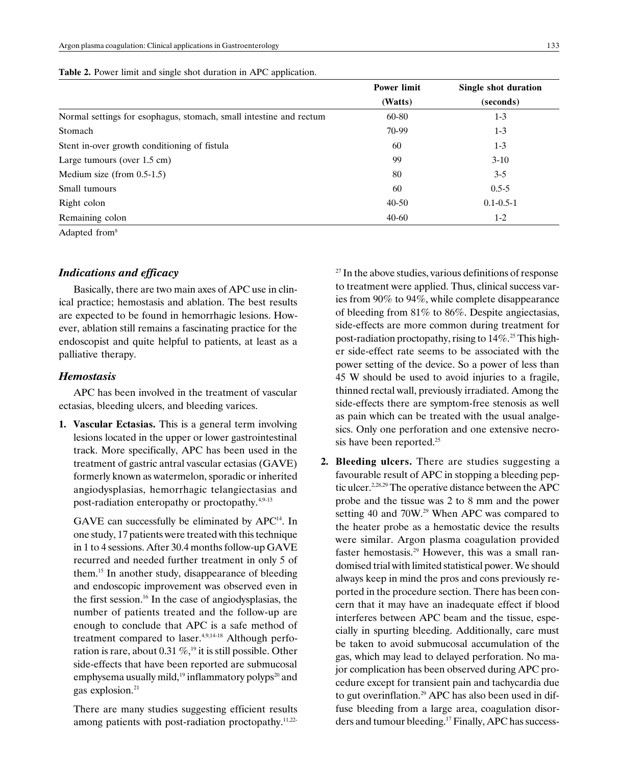**Table 2.** Power limit and single shot duration in APC application.

| | Power limit (Watts) | Single shot duration (seconds) |
|---|---|---|
| Normal settings for esophagus, stomach, small intestine and rectum | 60-80 | 1-3 |
| Stomach | 70-99 | 1-3 |
| Stent in-over growth conditioning of fistula | 60 | 1-3 |
| Large tumours (over 1.5 cm) | 99 | 3-10 |
| Medium size (from 0.5-1.5) | 80 | 3-5 |
| Small tumours | 60 | 0.5-5 |
| Right colon | 40-50 | 0.1-0.5-1 |
| Remaining colon | 40-60 | 1-2 |

Adapted from[8]

### *Indications and efficacy*

Basically, there are two main axes of APC use in clinical practice; hemostasis and ablation. The best results are expected to be found in hemorrhagic lesions. However, ablation still remains a fascinating practice for the endoscopist and quite helpful to patients, at least as a palliative therapy.

### *Hemostasis*

APC has been involved in the treatment of vascular ectasias, bleeding ulcers, and bleeding varices.

1. **Vascular Ectasias.** This is a general term involving lesions located in the upper or lower gastrointestinal track. More specifically, APC has been used in the treatment of gastric antral vascular ectasias (GAVE) formerly known as watermelon, sporadic or inherited angiodysplasias, hemorrhagic telangiectasias and post-radiation enteropathy or proctopathy.[4,9-13]

   GAVE can successfully be eliminated by APC[14]. In one study, 17 patients were treated with this technique in 1 to 4 sessions. After 30.4 months follow-up GAVE recurred and needed further treatment in only 5 of them.[15] In another study, disappearance of bleeding and endoscopic improvement was observed even in the first session.[16] In the case of angiodysplasias, the number of patients treated and the follow-up are enough to conclude that APC is a safe method of treatment compared to laser.[4,9,14-18] Although perforation is rare, about 0.31 %,[19] it is still possible. Other side-effects that have been reported are submucosal emphysema usually mild,[19] inflammatory polyps[20] and gas explosion.[21]

   There are many studies suggesting efficient results among patients with post-radiation proctopathy.[11,22-27] In the above studies, various definitions of response to treatment were applied. Thus, clinical success varies from 90% to 94%, while complete disappearance of bleeding from 81% to 86%. Despite angiectasias, side-effects are more common during treatment for post-radiation proctopathy, rising to 14%.[25] This higher side-effect rate seems to be associated with the power setting of the device. So a power of less than 45 W should be used to avoid injuries to a fragile, thinned rectal wall, previously irradiated. Among the side-effects there are symptom-free stenosis as well as pain which can be treated with the usual analgesics. Only one perforation and one extensive necrosis have been reported.[25]

2. **Bleeding ulcers.** There are studies suggesting a favourable result of APC in stopping a bleeding peptic ulcer.[2,28,29] The operative distance between the APC probe and the tissue was 2 to 8 mm and the power setting 40 and 70W.[29] When APC was compared to the heater probe as a hemostatic device the results were similar. Argon plasma coagulation provided faster hemostasis.[29] However, this was a small randomised trial with limited statistical power. We should always keep in mind the pros and cons previously reported in the procedure section. There has been concern that it may have an inadequate effect if blood interferes between APC beam and the tissue, especially in spurting bleeding. Additionally, care must be taken to avoid submucosal accumulation of the gas, which may lead to delayed perforation. No major complication has been observed during APC procedure except for transient pain and tachycardia due to gut overinflation.[29] APC has also been used in diffuse bleeding from a large area, coagulation disorders and tumour bleeding.[17] Finally, APC has success-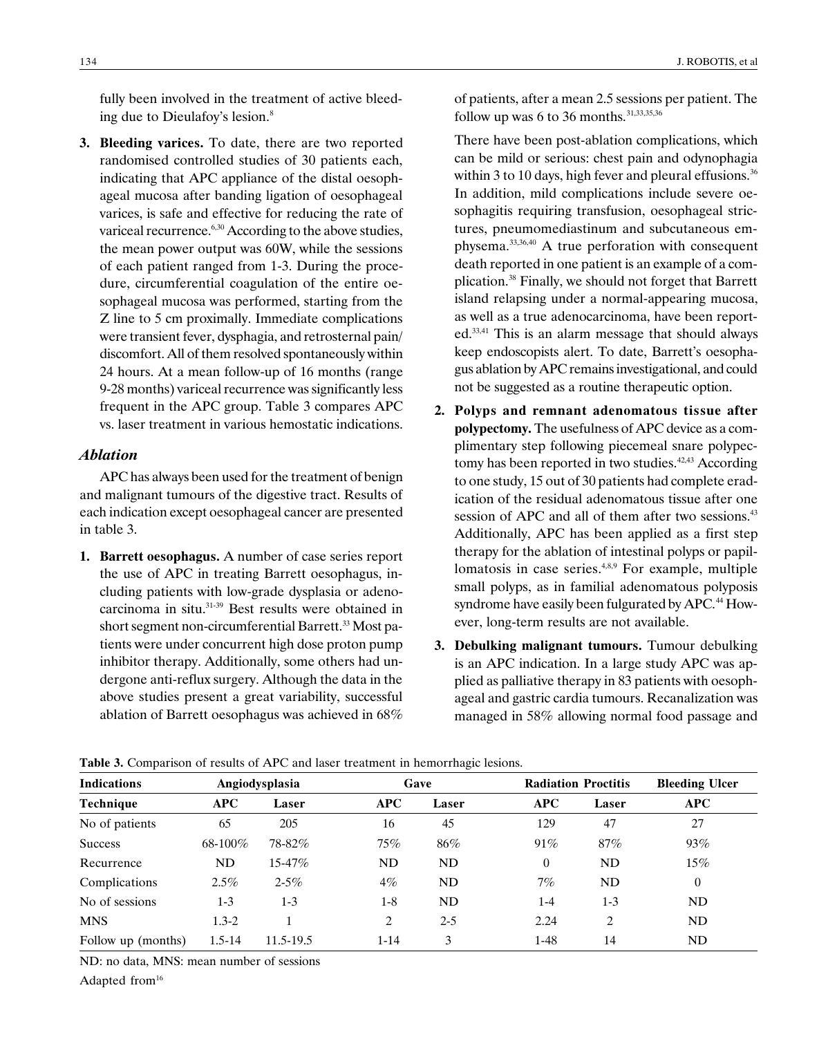fully been involved in the treatment of active bleeding due to Dieulafoy's lesion.[8]

3. **Bleeding varices.** To date, there are two reported randomised controlled studies of 30 patients each, indicating that APC appliance of the distal oesophageal mucosa after banding ligation of oesophageal varices, is safe and effective for reducing the rate of variceal recurrence.[6,30] According to the above studies, the mean power output was 60W, while the sessions of each patient ranged from 1-3. During the procedure, circumferential coagulation of the entire oesophageal mucosa was performed, starting from the Z line to 5 cm proximally. Immediate complications were transient fever, dysphagia, and retrosternal pain/discomfort. All of them resolved spontaneously within 24 hours. At a mean follow-up of 16 months (range 9-28 months) variceal recurrence was significantly less frequent in the APC group. Table 3 compares APC vs. laser treatment in various hemostatic indications.

### *Ablation*

APC has always been used for the treatment of benign and malignant tumours of the digestive tract. Results of each indication except oesophageal cancer are presented in table 3.

1. **Barrett oesophagus.** A number of case series report the use of APC in treating Barrett oesophagus, including patients with low-grade dysplasia or adenocarcinoma in situ.[31-39] Best results were obtained in short segment non-circumferential Barrett.[33] Most patients were under concurrent high dose proton pump inhibitor therapy. Additionally, some others had undergone anti-reflux surgery. Although the data in the above studies present a great variability, successful ablation of Barrett oesophagus was achieved in 68% of patients, after a mean 2.5 sessions per patient. The follow up was 6 to 36 months.[31,33,35,36]

   There have been post-ablation complications, which can be mild or serious: chest pain and odynophagia within 3 to 10 days, high fever and pleural effusions.[36] In addition, mild complications include severe oesophagitis requiring transfusion, oesophageal strictures, pneumomediastinum and subcutaneous emphysema.[33,36,40] A true perforation with consequent death reported in one patient is an example of a complication.[38] Finally, we should not forget that Barrett island relapsing under a normal-appearing mucosa, as well as a true adenocarcinoma, have been reported.[33,41] This is an alarm message that should always keep endoscopists alert. To date, Barrett's oesophagus ablation by APC remains investigational, and could not be suggested as a routine therapeutic option.

2. **Polyps and remnant adenomatous tissue after polypectomy.** The usefulness of APC device as a complimentary step following piecemeal snare polypectomy has been reported in two studies.[42,43] According to one study, 15 out of 30 patients had complete eradication of the residual adenomatous tissue after one session of APC and all of them after two sessions.[43] Additionally, APC has been applied as a first step therapy for the ablation of intestinal polyps or papillomatosis in case series.[4,8,9] For example, multiple small polyps, as in familial adenomatous polyposis syndrome have easily been fulgurated by APC.[44] However, long-term results are not available.

3. **Debulking malignant tumours.** Tumour debulking is an APC indication. In a large study APC was applied as palliative therapy in 83 patients with oesophageal and gastric cardia tumours. Recanalization was managed in 58% allowing normal food passage and

**Table 3.** Comparison of results of APC and laser treatment in hemorrhagic lesions.

| **Indications** | **Angiodysplasia** | | **Gave** | | **Radiation Proctitis** | | **Bleeding Ulcer** |
|---|---|---|---|---|---|---|---|
| **Technique** | **APC** | **Laser** | **APC** | **Laser** | **APC** | **Laser** | **APC** |
| No of patients | 65 | 205 | 16 | 45 | 129 | 47 | 27 |
| Success | 68-100% | 78-82% | 75% | 86% | 91% | 87% | 93% |
| Recurrence | ND | 15-47% | ND | ND | 0 | ND | 15% |
| Complications | 2.5% | 2-5% | 4% | ND | 7% | ND | 0 |
| No of sessions | 1-3 | 1-3 | 1-8 | ND | 1-4 | 1-3 | ND |
| MNS | 1.3-2 | 1 | 2 | 2-5 | 2.24 | 2 | ND |
| Follow up (months) | 1.5-14 | 11.5-19.5 | 1-14 | 3 | 1-48 | 14 | ND |

ND: no data, MNS: mean number of sessions

Adapted from[16]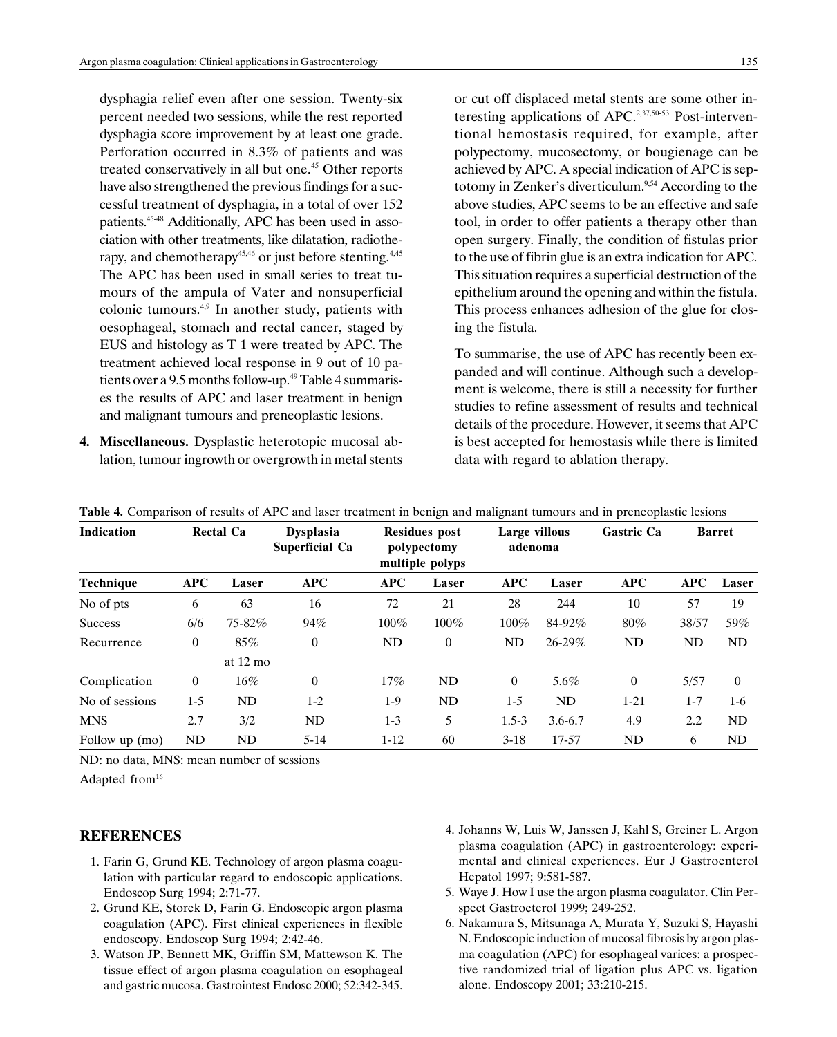dysphagia relief even after one session. Twenty-six percent needed two sessions, while the rest reported dysphagia score improvement by at least one grade. Perforation occurred in 8.3% of patients and was treated conservatively in all but one.[45] Other reports have also strengthened the previous findings for a successful treatment of dysphagia, in a total of over 152 patients.[45-48] Additionally, APC has been used in association with other treatments, like dilatation, radiotherapy, and chemotherapy[45,46] or just before stenting.[4,45] The APC has been used in small series to treat tumours of the ampula of Vater and nonsuperficial colonic tumours.[4,9] In another study, patients with oesophageal, stomach and rectal cancer, staged by EUS and histology as T 1 were treated by APC. The treatment achieved local response in 9 out of 10 patients over a 9.5 months follow-up.[49] Table 4 summarises the results of APC and laser treatment in benign and malignant tumours and preneoplastic lesions.

4. **Miscellaneous.** Dysplastic heterotopic mucosal ablation, tumour ingrowth or overgrowth in metal stents or cut off displaced metal stents are some other interesting applications of APC.[2,37,50-53] Post-interventional hemostasis required, for example, after polypectomy, mucosectomy, or bougienage can be achieved by APC. A special indication of APC is septotomy in Zenker's diverticulum.[9,54] According to the above studies, APC seems to be an effective and safe tool, in order to offer patients a therapy other than open surgery. Finally, the condition of fistulas prior to the use of fibrin glue is an extra indication for APC. This situation requires a superficial destruction of the epithelium around the opening and within the fistula. This process enhances adhesion of the glue for closing the fistula.

To summarise, the use of APC has recently been expanded and will continue. Although such a development is welcome, there is still a necessity for further studies to refine assessment of results and technical details of the procedure. However, it seems that APC is best accepted for hemostasis while there is limited data with regard to ablation therapy.

**Table 4.** Comparison of results of APC and laser treatment in benign and malignant tumours and in preneoplastic lesions

| Indication | Rectal Ca | | Dysplasia Superficial Ca | Residues post polypectomy multiple polyps | | Large villous adenoma | | Gastric Ca | Barret | |
|---|---|---|---|---|---|---|---|---|---|---|
| **Technique** | **APC** | **Laser** | **APC** | **APC** | **Laser** | **APC** | **Laser** | **APC** | **APC** | **Laser** |
| No of pts | 6 | 63 | 16 | 72 | 21 | 28 | 244 | 10 | 57 | 19 |
| Success | 6/6 | 75-82% | 94% | 100% | 100% | 100% | 84-92% | 80% | 38/57 | 59% |
| Recurrence | 0 | 85% at 12 mo | 0 | ND | 0 | ND | 26-29% | ND | ND | ND |
| Complication | 0 | 16% | 0 | 17% | ND | 0 | 5.6% | 0 | 5/57 | 0 |
| No of sessions | 1-5 | ND | 1-2 | 1-9 | ND | 1-5 | ND | 1-21 | 1-7 | 1-6 |
| MNS | 2.7 | 3/2 | ND | 1-3 | 5 | 1.5-3 | 3.6-6.7 | 4.9 | 2.2 | ND |
| Follow up (mo) | ND | ND | 5-14 | 1-12 | 60 | 3-18 | 17-57 | ND | 6 | ND |

ND: no data, MNS: mean number of sessions

Adapted from[16]

## REFERENCES

1. Farin G, Grund KE. Technology of argon plasma coagulation with particular regard to endoscopic applications. Endoscop Surg 1994; 2:71-77.
2. Grund KE, Storek D, Farin G. Endoscopic argon plasma coagulation (APC). First clinical experiences in flexible endoscopy. Endoscop Surg 1994; 2:42-46.
3. Watson JP, Bennett MK, Griffin SM, Mattewson K. The tissue effect of argon plasma coagulation on esophageal and gastric mucosa. Gastrointest Endosc 2000; 52:342-345.
4. Johanns W, Luis W, Janssen J, Kahl S, Greiner L. Argon plasma coagulation (APC) in gastroenterology: experimental and clinical experiences. Eur J Gastroenterol Hepatol 1997; 9:581-587.
5. Waye J. How I use the argon plasma coagulator. Clin Perspect Gastroeterol 1999; 249-252.
6. Nakamura S, Mitsunaga A, Murata Y, Suzuki S, Hayashi N. Endoscopic induction of mucosal fibrosis by argon plasma coagulation (APC) for esophageal varices: a prospective randomized trial of ligation plus APC vs. ligation alone. Endoscopy 2001; 33:210-215.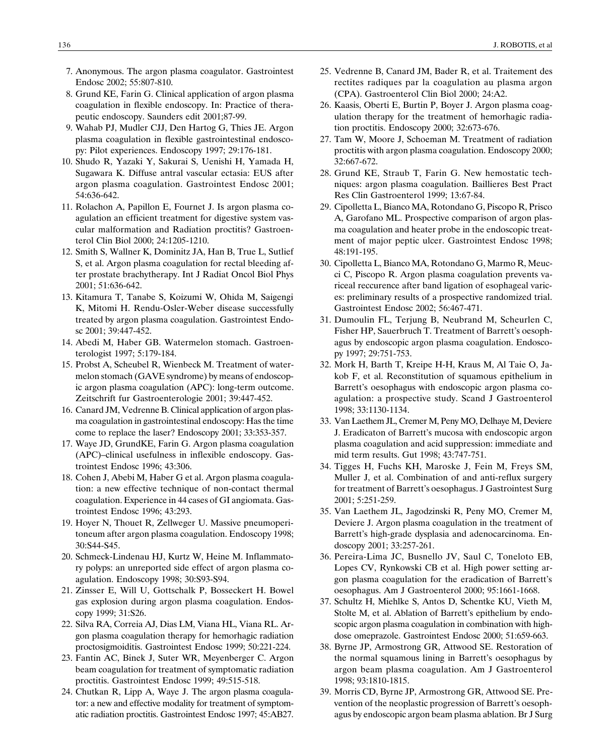7. Anonymous. The argon plasma coagulator. Gastrointest Endosc 2002; 55:807-810.
8. Grund KE, Farin G. Clinical application of argon plasma coagulation in flexible endoscopy. In: Practice of therapeutic endoscopy. Saunders edit 2001;87-99.
9. Wahab PJ, Mudler CJJ, Den Hartog G, Thies JE. Argon plasma coagulation in flexible gastrointestinal endoscopy: Pilot experiences. Endoscopy 1997; 29:176-181.
10. Shudo R, Yazaki Y, Sakurai S, Uenishi H, Yamada H, Sugawara K. Diffuse antral vascular ectasia: EUS after argon plasma coagulation. Gastrointest Endosc 2001; 54:636-642.
11. Rolachon A, Papillon E, Fournet J. Is argon plasma coagulation an efficient treatment for digestive system vascular malformation and Radiation proctitis? Gastroenterol Clin Biol 2000; 24:1205-1210.
12. Smith S, Wallner K, Dominitz JA, Han B, True L, Sutlief S, et al. Argon plasma coagulation for rectal bleeding after prostate brachytherapy. Int J Radiat Oncol Biol Phys 2001; 51:636-642.
13. Kitamura T, Tanabe S, Koizumi W, Ohida M, Saigengi K, Mitomi H. Rendu-Osler-Weber disease successfully treated by argon plasma coagulation. Gastrointest Endosc 2001; 39:447-452.
14. Abedi M, Haber GB. Watermelon stomach. Gastroenterologist 1997; 5:179-184.
15. Probst A, Scheubel R, Wienbeck M. Treatment of watermelon stomach (GAVE syndrome) by means of endoscopic argon plasma coagulation (APC): long-term outcome. Zeitschrift fur Gastroenterologie 2001; 39:447-452.
16. Canard JM, Vedrenne B. Clinical application of argon plasma coagulation in gastrointestinal endoscopy: Has the time come to replace the laser? Endoscopy 2001; 33:353-357.
17. Waye JD, GrundKE, Farin G. Argon plasma coagulation (APC)–clinical usefulness in inflexible endoscopy. Gastrointest Endosc 1996; 43:306.
18. Cohen J, Abebi M, Haber G et al. Argon plasma coagulation: a new effective technique of non-contact thermal coagulation. Experience in 44 cases of GI angiomata. Gastrointest Endosc 1996; 43:293.
19. Hoyer N, Thouet R, Zellweger U. Massive pneumoperitoneum after argon plasma coagulation. Endoscopy 1998; 30:S44-S45.
20. Schmeck-Lindenau HJ, Kurtz W, Heine M. Inflammatory polyps: an unreported side effect of argon plasma coagulation. Endoscopy 1998; 30:S93-S94.
21. Zinsser E, Will U, Gottschalk P, Bosseckert H. Bowel gas explosion during argon plasma coagulation. Endoscopy 1999; 31:S26.
22. Silva RA, Correia AJ, Dias LM, Viana HL, Viana RL. Argon plasma coagulation therapy for hemorhagic radiation proctosigmoiditis. Gastrointest Endosc 1999; 50:221-224.
23. Fantin AC, Binek J, Suter WR, Meyenberger C. Argon beam coagulation for treatment of symptomatic radiation proctitis. Gastrointest Endosc 1999; 49:515-518.
24. Chutkan R, Lipp A, Waye J. The argon plasma coagulator: a new and effective modality for treatment of symptomatic radiation proctitis. Gastrointest Endosc 1997; 45:AB27.
25. Vedrenne B, Canard JM, Bader R, et al. Traitement des rectites radiques par la coagulation au plasma argon (CPA). Gastroenterol Clin Biol 2000; 24:A2.
26. Kaasis, Oberti E, Burtin P, Boyer J. Argon plasma coagulation therapy for the treatment of hemorhagic radiation proctitis. Endoscopy 2000; 32:673-676.
27. Tam W, Moore J, Schoeman M. Treatment of radiation proctitis with argon plasma coagulation. Endoscopy 2000; 32:667-672.
28. Grund KE, Straub T, Farin G. New hemostatic techniques: argon plasma coagulation. Baillieres Best Pract Res Clin Gastroenterol 1999; 13:67-84.
29. Cipolletta L, Bianco MA, Rotondano G, Piscopo R, Prisco A, Garofano ML. Prospective comparison of argon plasma coagulation and heater probe in the endoscopic treatment of major peptic ulcer. Gastrointest Endosc 1998; 48:191-195.
30. Cipolletta L, Bianco MA, Rotondano G, Marmo R, Meucci C, Piscopo R. Argon plasma coagulation prevents variceal reccurence after band ligation of esophageal varices: preliminary results of a prospective randomized trial. Gastrointest Endosc 2002; 56:467-471.
31. Dumoulin FL, Terjung B, Neubrand M, Scheurlen C, Fisher HP, Sauerbruch T. Treatment of Barrett's oesophagus by endoscopic argon plasma coagulation. Endoscopy 1997; 29:751-753.
32. Mork H, Barth T, Kreipe H-H, Kraus M, Al Taie O, Jakob F, et al. Reconstitution of squamous epithelium in Barrett's oesophagus with endoscopic argon plasma coagulation: a prospective study. Scand J Gastroenterol 1998; 33:1130-1134.
33. Van Laethem JL, Cremer M, Peny MO, Delhaye M, Deviere J. Eradicaton of Barrett's mucosa with endoscopic argon plasma coagulation and acid suppression: immediate and mid term results. Gut 1998; 43:747-751.
34. Tigges H, Fuchs KH, Maroske J, Fein M, Freys SM, Muller J, et al. Combination of and anti-reflux surgery for treatment of Barrett's oesophagus. J Gastrointest Surg 2001; 5:251-259.
35. Van Laethem JL, Jagodzinski R, Peny MO, Cremer M, Deviere J. Argon plasma coagulation in the treatment of Barrett's high-grade dysplasia and adenocarcinoma. Endoscopy 2001; 33:257-261.
36. Pereira-Lima JC, Busnello JV, Saul C, Toneloto EB, Lopes CV, Rynkowski CB et al. High power setting argon plasma coagulation for the eradication of Barrett's oesophagus. Am J Gastroenterol 2000; 95:1661-1668.
37. Schultz H, Miehlke S, Antos D, Schentke KU, Vieth M, Stolte M, et al. Ablation of Barrett's epithelium by endoscopic argon plasma coagulation in combination with high-dose omeprazole. Gastrointest Endosc 2000; 51:659-663.
38. Byrne JP, Armostrong GR, Attwood SE. Restoration of the normal squamous lining in Barrett's oesophagus by argon beam plasma coagulation. Am J Gastroenterol 1998; 93:1810-1815.
39. Morris CD, Byrne JP, Armostrong GR, Attwood SE. Prevention of the neoplastic progression of Barrett's oesophagus by endoscopic argon beam plasma ablation. Br J Surg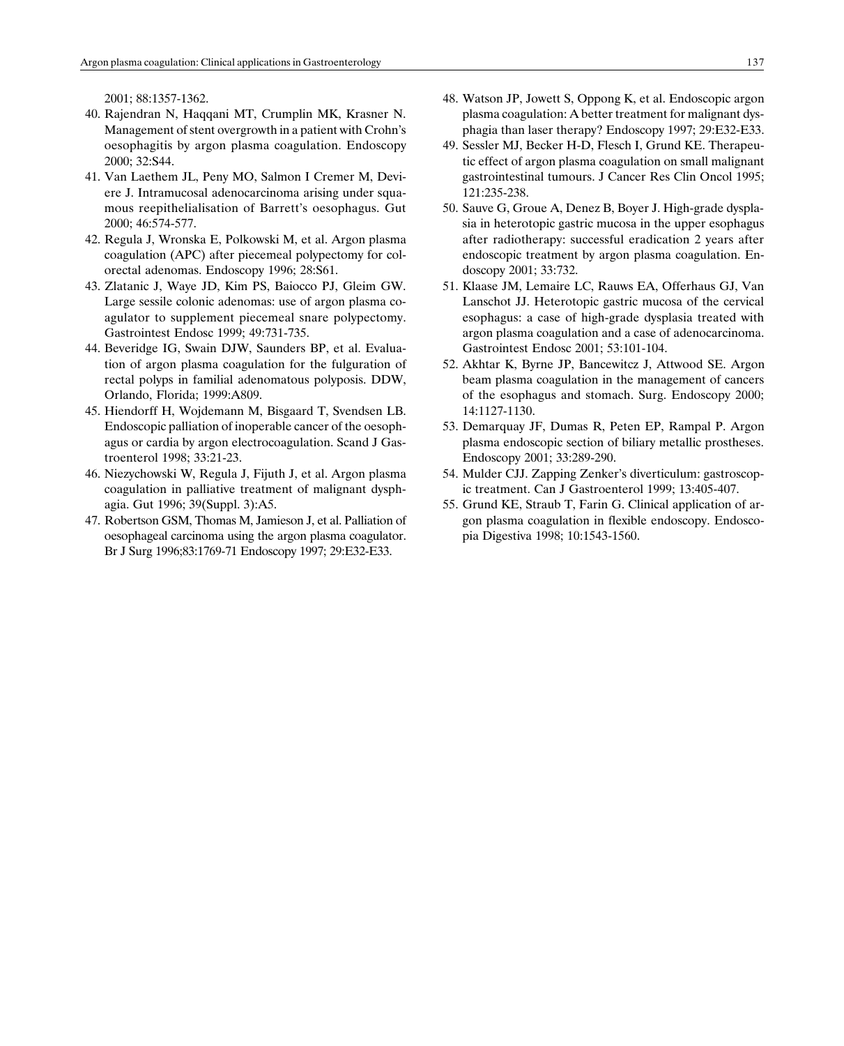2001; 88:1357-1362.

40. Rajendran N, Haqqani MT, Crumplin MK, Krasner N. Management of stent overgrowth in a patient with Crohn's oesophagitis by argon plasma coagulation. Endoscopy 2000; 32:S44.
41. Van Laethem JL, Peny MO, Salmon I Cremer M, Deviere J. Intramucosal adenocarcinoma arising under squamous reepithelialisation of Barrett's oesophagus. Gut 2000; 46:574-577.
42. Regula J, Wronska E, Polkowski M, et al. Argon plasma coagulation (APC) after piecemeal polypectomy for colorectal adenomas. Endoscopy 1996; 28:S61.
43. Zlatanic J, Waye JD, Kim PS, Baiocco PJ, Gleim GW. Large sessile colonic adenomas: use of argon plasma coagulator to supplement piecemeal snare polypectomy. Gastrointest Endosc 1999; 49:731-735.
44. Beveridge IG, Swain DJW, Saunders BP, et al. Evaluation of argon plasma coagulation for the fulguration of rectal polyps in familial adenomatous polyposis. DDW, Orlando, Florida; 1999:A809.
45. Hiendorff H, Wojdemann M, Bisgaard T, Svendsen LB. Endoscopic palliation of inoperable cancer of the oesophagus or cardia by argon electrocoagulation. Scand J Gastroenterol 1998; 33:21-23.
46. Niezychowski W, Regula J, Fijuth J, et al. Argon plasma coagulation in palliative treatment of malignant dysphagia. Gut 1996; 39(Suppl. 3):A5.
47. Robertson GSM, Thomas M, Jamieson J, et al. Palliation of oesophageal carcinoma using the argon plasma coagulator. Br J Surg 1996;83:1769-71 Endoscopy 1997; 29:E32-E33.
48. Watson JP, Jowett S, Oppong K, et al. Endoscopic argon plasma coagulation: A better treatment for malignant dysphagia than laser therapy? Endoscopy 1997; 29:E32-E33.
49. Sessler MJ, Becker H-D, Flesch I, Grund KE. Therapeutic effect of argon plasma coagulation on small malignant gastrointestinal tumours. J Cancer Res Clin Oncol 1995; 121:235-238.
50. Sauve G, Groue A, Denez B, Boyer J. High-grade dysplasia in heterotopic gastric mucosa in the upper esophagus after radiotherapy: successful eradication 2 years after endoscopic treatment by argon plasma coagulation. Endoscopy 2001; 33:732.
51. Klaase JM, Lemaire LC, Rauws EA, Offerhaus GJ, Van Lanschot JJ. Heterotopic gastric mucosa of the cervical esophagus: a case of high-grade dysplasia treated with argon plasma coagulation and a case of adenocarcinoma. Gastrointest Endosc 2001; 53:101-104.
52. Akhtar K, Byrne JP, Bancewitcz J, Attwood SE. Argon beam plasma coagulation in the management of cancers of the esophagus and stomach. Surg. Endoscopy 2000; 14:1127-1130.
53. Demarquay JF, Dumas R, Peten EP, Rampal P. Argon plasma endoscopic section of biliary metallic prostheses. Endoscopy 2001; 33:289-290.
54. Mulder CJJ. Zapping Zenker's diverticulum: gastroscopic treatment. Can J Gastroenterol 1999; 13:405-407.
55. Grund KE, Straub T, Farin G. Clinical application of argon plasma coagulation in flexible endoscopy. Endoscopia Digestiva 1998; 10:1543-1560.